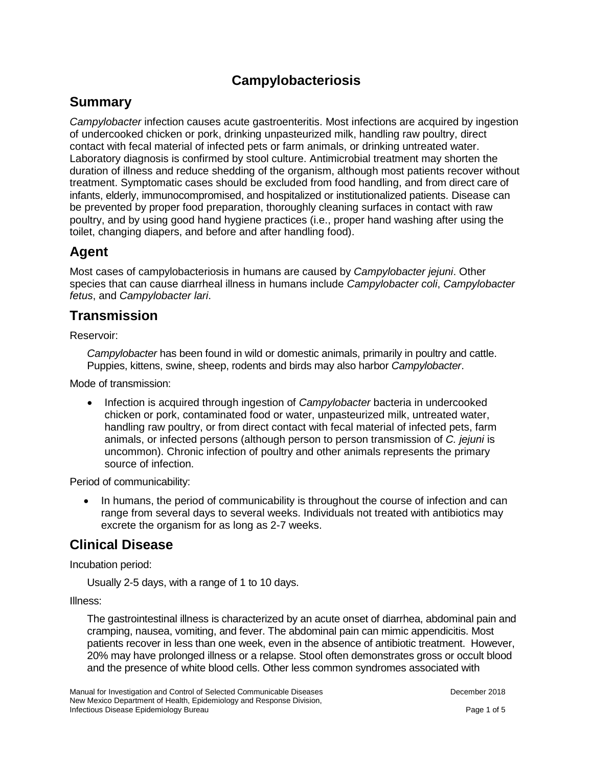// Campylobacteriosis

## Summary

*Campylobacter* infection causes acute gastroenteritis. Most infections are acquired by ingestion of undercooked chicken or pork, drinking unpasteurized milk, handling raw poultry, direct contact with fecal material of infected pets or farm animals, or drinking untreated water. Laboratory diagnosis is confirmed by stool culture. Antimicrobial treatment may shorten the duration of illness and reduce shedding of the organism, although most patients recover without treatment. Symptomatic cases should be excluded from food handling, and from direct care of infants, elderly, immunocompromised, and hospitalized or institutionalized patients. Disease can be prevented by proper food preparation, thoroughly cleaning surfaces in contact with raw poultry, and by using good hand hygiene practices (i.e., proper hand washing after using the toilet, changing diapers, and before and after handling food).

## Agent

Most cases of campylobacteriosis in humans are caused by *Campylobacter jejuni*. Other species that can cause diarrheal illness in humans include *Campylobacter coli*, *Campylobacter fetus*, and *Campylobacter lari*.

## Transmission

Reservoir:

> *Campylobacter* has been found in wild or domestic animals, primarily in poultry and cattle. Puppies, kittens, swine, sheep, rodents and birds may also harbor *Campylobacter*.

Mode of transmission:

- Infection is acquired through ingestion of *Campylobacter* bacteria in undercooked chicken or pork, contaminated food or water, unpasteurized milk, untreated water, handling raw poultry, or from direct contact with fecal material of infected pets, farm animals, or infected persons (although person to person transmission of *C. jejuni* is uncommon). Chronic infection of poultry and other animals represents the primary source of infection.

Period of communicability:

- In humans, the period of communicability is throughout the course of infection and can range from several days to several weeks. Individuals not treated with antibiotics may excrete the organism for as long as 2-7 weeks.

## Clinical Disease

Incubation period:

> Usually 2-5 days, with a range of 1 to 10 days.

Illness:

> The gastrointestinal illness is characterized by an acute onset of diarrhea, abdominal pain and cramping, nausea, vomiting, and fever. The abdominal pain can mimic appendicitis. Most patients recover in less than one week, even in the absence of antibiotic treatment. However, 20% may have prolonged illness or a relapse. Stool often demonstrates gross or occult blood and the presence of white blood cells. Other less common syndromes associated with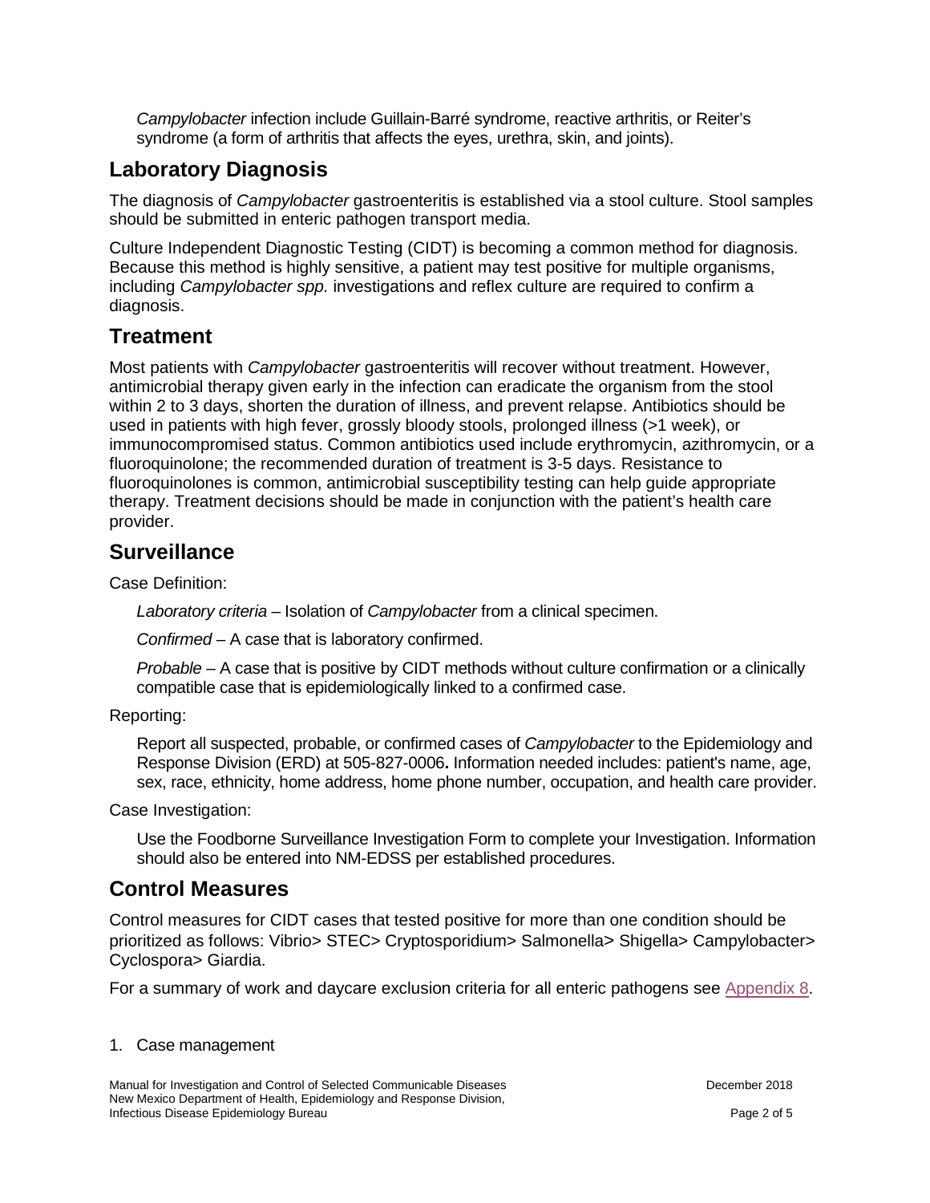*Campylobacter* infection include Guillain-Barré syndrome, reactive arthritis, or Reiter's syndrome (a form of arthritis that affects the eyes, urethra, skin, and joints).

## Laboratory Diagnosis

The diagnosis of *Campylobacter* gastroenteritis is established via a stool culture. Stool samples should be submitted in enteric pathogen transport media.

Culture Independent Diagnostic Testing (CIDT) is becoming a common method for diagnosis. Because this method is highly sensitive, a patient may test positive for multiple organisms, including *Campylobacter spp.* investigations and reflex culture are required to confirm a diagnosis.

## Treatment

Most patients with *Campylobacter* gastroenteritis will recover without treatment. However, antimicrobial therapy given early in the infection can eradicate the organism from the stool within 2 to 3 days, shorten the duration of illness, and prevent relapse. Antibiotics should be used in patients with high fever, grossly bloody stools, prolonged illness (>1 week), or immunocompromised status. Common antibiotics used include erythromycin, azithromycin, or a fluoroquinolone; the recommended duration of treatment is 3-5 days. Resistance to fluoroquinolones is common, antimicrobial susceptibility testing can help guide appropriate therapy. Treatment decisions should be made in conjunction with the patient's health care provider.

## Surveillance

Case Definition:

*Laboratory criteria* – Isolation of *Campylobacter* from a clinical specimen.

*Confirmed* – A case that is laboratory confirmed.

*Probable* – A case that is positive by CIDT methods without culture confirmation or a clinically compatible case that is epidemiologically linked to a confirmed case.

Reporting:

Report all suspected, probable, or confirmed cases of *Campylobacter* to the Epidemiology and Response Division (ERD) at 505-827-0006**.** Information needed includes: patient's name, age, sex, race, ethnicity, home address, home phone number, occupation, and health care provider.

Case Investigation:

Use the Foodborne Surveillance Investigation Form to complete your Investigation. Information should also be entered into NM-EDSS per established procedures.

## Control Measures

Control measures for CIDT cases that tested positive for more than one condition should be prioritized as follows: Vibrio> STEC> Cryptosporidium> Salmonella> Shigella> Campylobacter> Cyclospora> Giardia.

For a summary of work and daycare exclusion criteria for all enteric pathogens see Appendix 8.

1. Case management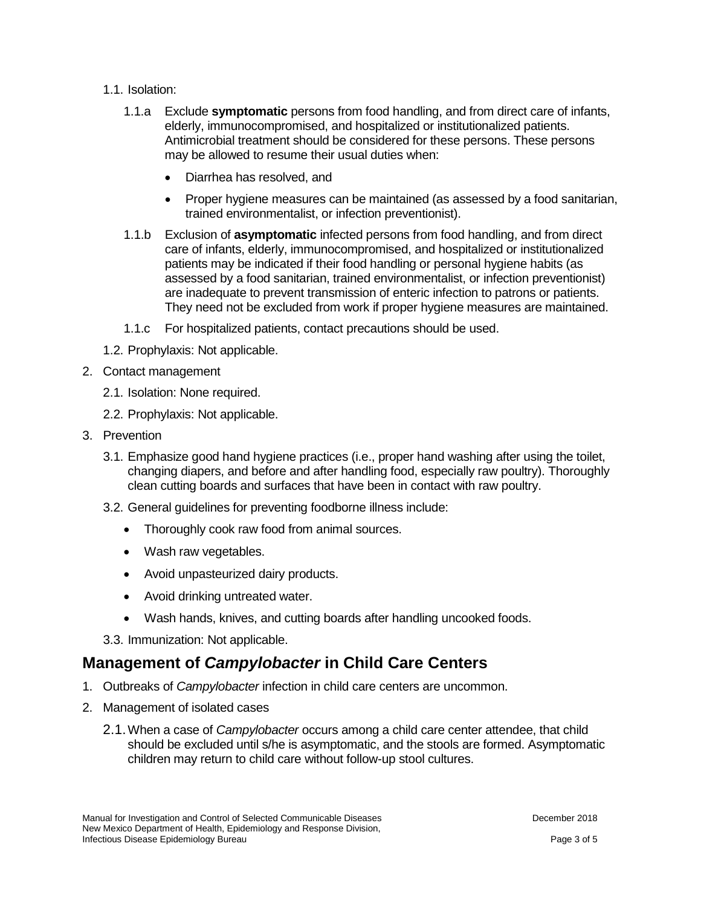1.1. Isolation:

1.1.a Exclude **symptomatic** persons from food handling, and from direct care of infants, elderly, immunocompromised, and hospitalized or institutionalized patients. Antimicrobial treatment should be considered for these persons. These persons may be allowed to resume their usual duties when:

- Diarrhea has resolved, and
- Proper hygiene measures can be maintained (as assessed by a food sanitarian, trained environmentalist, or infection preventionist).

1.1.b Exclusion of **asymptomatic** infected persons from food handling, and from direct care of infants, elderly, immunocompromised, and hospitalized or institutionalized patients may be indicated if their food handling or personal hygiene habits (as assessed by a food sanitarian, trained environmentalist, or infection preventionist) are inadequate to prevent transmission of enteric infection to patrons or patients. They need not be excluded from work if proper hygiene measures are maintained.

1.1.c For hospitalized patients, contact precautions should be used.

1.2. Prophylaxis: Not applicable.

2. Contact management

2.1. Isolation: None required.

2.2. Prophylaxis: Not applicable.

3. Prevention

3.1. Emphasize good hand hygiene practices (i.e., proper hand washing after using the toilet, changing diapers, and before and after handling food, especially raw poultry). Thoroughly clean cutting boards and surfaces that have been in contact with raw poultry.

3.2. General guidelines for preventing foodborne illness include:

- Thoroughly cook raw food from animal sources.
- Wash raw vegetables.
- Avoid unpasteurized dairy products.
- Avoid drinking untreated water.
- Wash hands, knives, and cutting boards after handling uncooked foods.

3.3. Immunization: Not applicable.

## Management of *Campylobacter* in Child Care Centers

1. Outbreaks of *Campylobacter* infection in child care centers are uncommon.
2. Management of isolated cases

2.1. When a case of *Campylobacter* occurs among a child care center attendee, that child should be excluded until s/he is asymptomatic, and the stools are formed. Asymptomatic children may return to child care without follow-up stool cultures.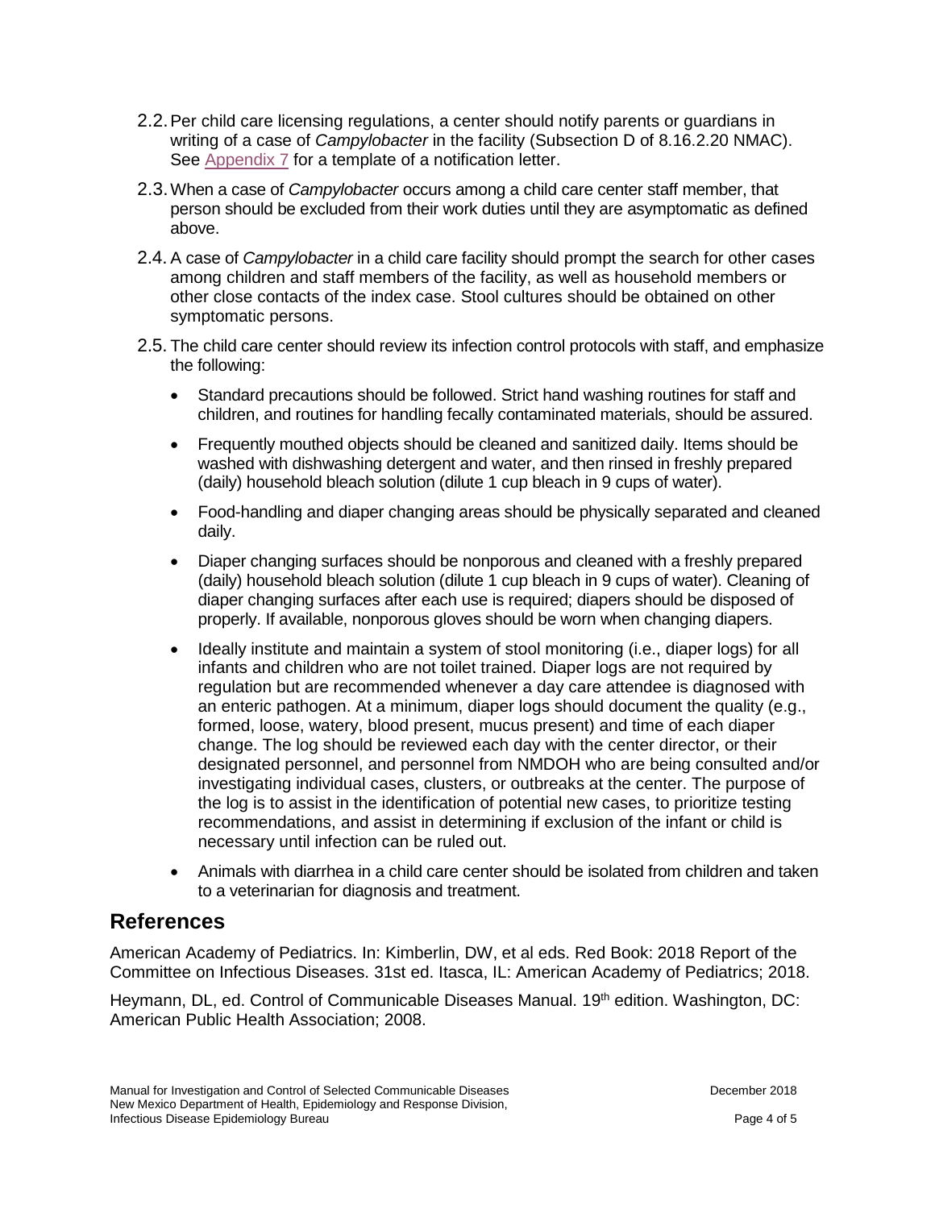2.2. Per child care licensing regulations, a center should notify parents or guardians in writing of a case of *Campylobacter* in the facility (Subsection D of 8.16.2.20 NMAC). See Appendix 7 for a template of a notification letter.

2.3. When a case of *Campylobacter* occurs among a child care center staff member, that person should be excluded from their work duties until they are asymptomatic as defined above.

2.4. A case of *Campylobacter* in a child care facility should prompt the search for other cases among children and staff members of the facility, as well as household members or other close contacts of the index case. Stool cultures should be obtained on other symptomatic persons.

2.5. The child care center should review its infection control protocols with staff, and emphasize the following:

- Standard precautions should be followed. Strict hand washing routines for staff and children, and routines for handling fecally contaminated materials, should be assured.
- Frequently mouthed objects should be cleaned and sanitized daily. Items should be washed with dishwashing detergent and water, and then rinsed in freshly prepared (daily) household bleach solution (dilute 1 cup bleach in 9 cups of water).
- Food-handling and diaper changing areas should be physically separated and cleaned daily.
- Diaper changing surfaces should be nonporous and cleaned with a freshly prepared (daily) household bleach solution (dilute 1 cup bleach in 9 cups of water). Cleaning of diaper changing surfaces after each use is required; diapers should be disposed of properly. If available, nonporous gloves should be worn when changing diapers.
- Ideally institute and maintain a system of stool monitoring (i.e., diaper logs) for all infants and children who are not toilet trained. Diaper logs are not required by regulation but are recommended whenever a day care attendee is diagnosed with an enteric pathogen. At a minimum, diaper logs should document the quality (e.g., formed, loose, watery, blood present, mucus present) and time of each diaper change. The log should be reviewed each day with the center director, or their designated personnel, and personnel from NMDOH who are being consulted and/or investigating individual cases, clusters, or outbreaks at the center. The purpose of the log is to assist in the identification of potential new cases, to prioritize testing recommendations, and assist in determining if exclusion of the infant or child is necessary until infection can be ruled out.
- Animals with diarrhea in a child care center should be isolated from children and taken to a veterinarian for diagnosis and treatment.

## References

American Academy of Pediatrics. In: Kimberlin, DW, et al eds. Red Book: 2018 Report of the Committee on Infectious Diseases. 31st ed. Itasca, IL: American Academy of Pediatrics; 2018.

Heymann, DL, ed. Control of Communicable Diseases Manual. 19th edition. Washington, DC: American Public Health Association; 2008.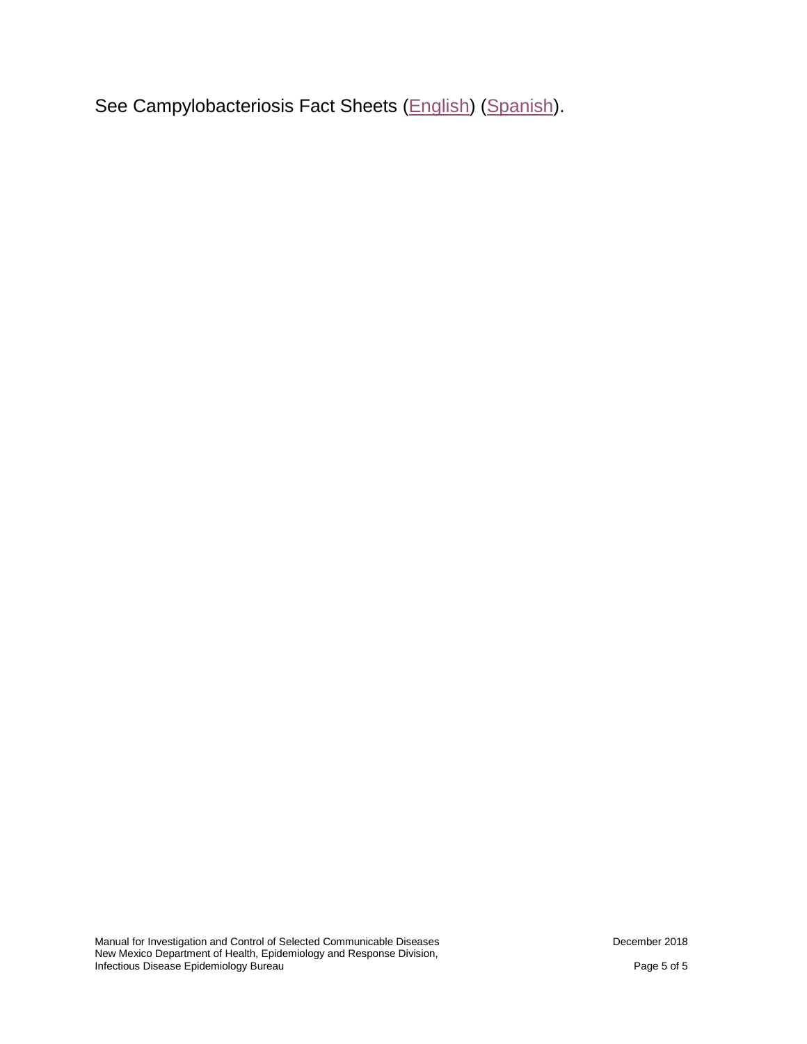See Campylobacteriosis Fact Sheets (English) (Spanish).